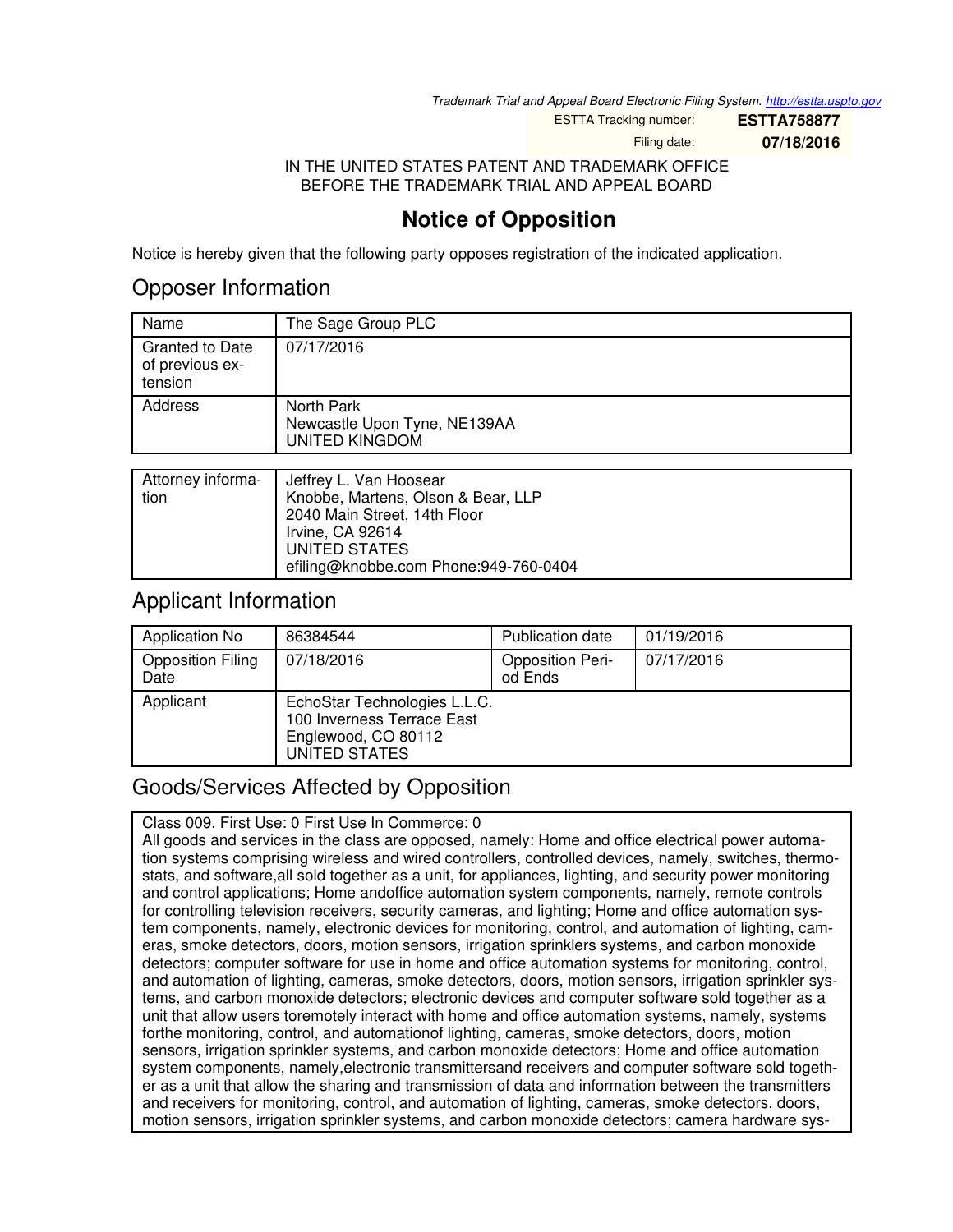*Trademark Trial and Appeal Board Electronic Filing System. http://estta.uspto.gov*

ESTTA Tracking number: **ESTTA758877**

Filing date: **07/18/2016**

IN THE UNITED STATES PATENT AND TRADEMARK OFFICE
BEFORE THE TRADEMARK TRIAL AND APPEAL BOARD

# Notice of Opposition

Notice is hereby given that the following party opposes registration of the indicated application.

## Opposer Information

| Name | The Sage Group PLC |
|---|---|
| Granted to Date of previous extension | 07/17/2016 |
| Address | North Park<br>Newcastle Upon Tyne, NE139AA<br>UNITED KINGDOM |

| Attorney information | Jeffrey L. Van Hoosear<br>Knobbe, Martens, Olson & Bear, LLP<br>2040 Main Street, 14th Floor<br>Irvine, CA 92614<br>UNITED STATES<br>efiling@knobbe.com Phone:949-760-0404 |
|---|---|

## Applicant Information

| Application No | 86384544 | Publication date | 01/19/2016 |
|---|---|---|---|
| Opposition Filing Date | 07/18/2016 | Opposition Period Ends | 07/17/2016 |
| Applicant | EchoStar Technologies L.L.C.<br>100 Inverness Terrace East<br>Englewood, CO 80112<br>UNITED STATES | | |

## Goods/Services Affected by Opposition

Class 009. First Use: 0 First Use In Commerce: 0
All goods and services in the class are opposed, namely: Home and office electrical power automation systems comprising wireless and wired controllers, controlled devices, namely, switches, thermostats, and software,all sold together as a unit, for appliances, lighting, and security power monitoring and control applications; Home andoffice automation system components, namely, remote controls for controlling television receivers, security cameras, and lighting; Home and office automation system components, namely, electronic devices for monitoring, control, and automation of lighting, cameras, smoke detectors, doors, motion sensors, irrigation sprinklers systems, and carbon monoxide detectors; computer software for use in home and office automation systems for monitoring, control, and automation of lighting, cameras, smoke detectors, doors, motion sensors, irrigation sprinkler systems, and carbon monoxide detectors; electronic devices and computer software sold together as a unit that allow users toremotely interact with home and office automation systems, namely, systems forthe monitoring, control, and automationof lighting, cameras, smoke detectors, doors, motion sensors, irrigation sprinkler systems, and carbon monoxide detectors; Home and office automation system components, namely,electronic transmittersand receivers and computer software sold together as a unit that allow the sharing and transmission of data and information between the transmitters and receivers for monitoring, control, and automation of lighting, cameras, smoke detectors, doors, motion sensors, irrigation sprinkler systems, and carbon monoxide detectors; camera hardware sys-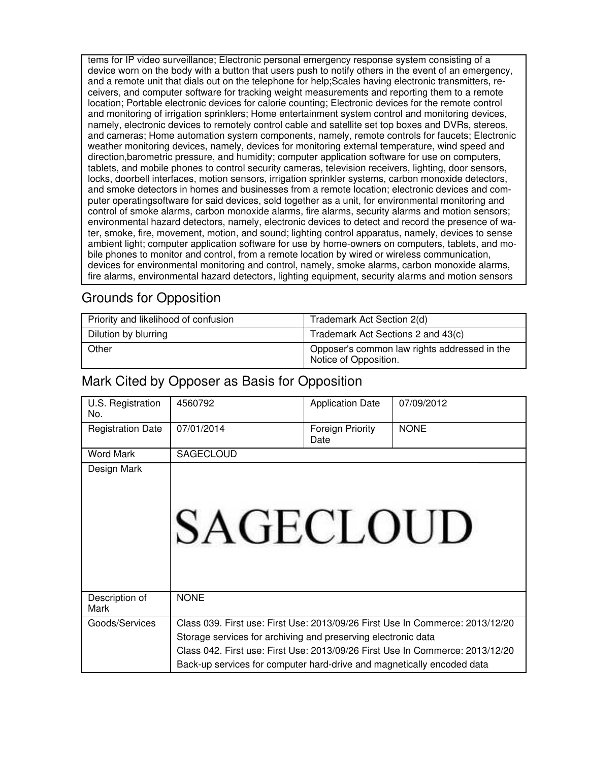| tems for IP video surveillance; Electronic personal emergency response system consisting of a device worn on the body with a button that users push to notify others in the event of an emergency, and a remote unit that dials out on the telephone for help;Scales having electronic transmitters, receivers, and computer software for tracking weight measurements and reporting them to a remote location; Portable electronic devices for calorie counting; Electronic devices for the remote control and monitoring of irrigation sprinklers; Home entertainment system control and monitoring devices, namely, electronic devices to remotely control cable and satellite set top boxes and DVRs, stereos, and cameras; Home automation system components, namely, remote controls for faucets; Electronic weather monitoring devices, namely, devices for monitoring external temperature, wind speed and direction,barometric pressure, and humidity; computer application software for use on computers, tablets, and mobile phones to control security cameras, television receivers, lighting, door sensors, locks, doorbell interfaces, motion sensors, irrigation sprinkler systems, carbon monoxide detectors, and smoke detectors in homes and businesses from a remote location; electronic devices and computer operatingsoftware for said devices, sold together as a unit, for environmental monitoring and control of smoke alarms, carbon monoxide alarms, fire alarms, security alarms and motion sensors; environmental hazard detectors, namely, electronic devices to detect and record the presence of water, smoke, fire, movement, motion, and sound; lighting control apparatus, namely, devices to sense ambient light; computer application software for use by home-owners on computers, tablets, and mobile phones to monitor and control, from a remote location by wired or wireless communication, devices for environmental monitoring and control, namely, smoke alarms, carbon monoxide alarms, fire alarms, environmental hazard detectors, lighting equipment, security alarms and motion sensors |
|---|

## Grounds for Opposition

| Priority and likelihood of confusion | Trademark Act Section 2(d) |
|---|---|
| Dilution by blurring | Trademark Act Sections 2 and 43(c) |
| Other | Opposer's common law rights addressed in the Notice of Opposition. |

## Mark Cited by Opposer as Basis for Opposition

| U.S. Registration No. | 4560792 | Application Date | 07/09/2012 |
|---|---|---|---|
| Registration Date | 07/01/2014 | Foreign Priority Date | NONE |
| Word Mark | SAGECLOUD | | |
| Design Mark | SAGECLOUD | | |
| Description of Mark | NONE | | |
| Goods/Services | Class 039. First use: First Use: 2013/09/26 First Use In Commerce: 2013/12/20<br>Storage services for archiving and preserving electronic data<br>Class 042. First use: First Use: 2013/09/26 First Use In Commerce: 2013/12/20<br>Back-up services for computer hard-drive and magnetically encoded data | | |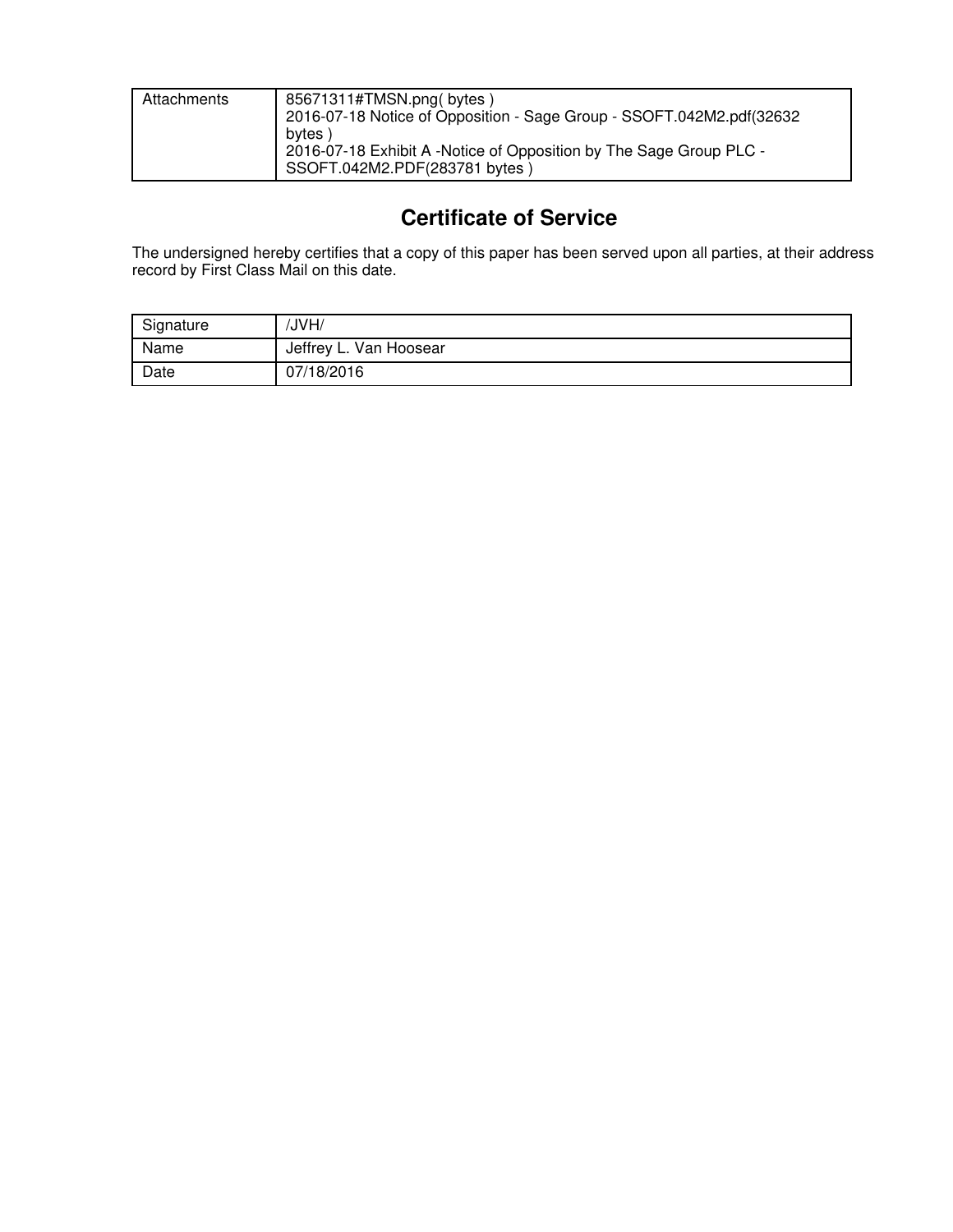| Attachments | 85671311#TMSN.png( bytes )<br>2016-07-18 Notice of Opposition - Sage Group - SSOFT.042M2.pdf(32632 bytes )<br>2016-07-18 Exhibit A -Notice of Opposition by The Sage Group PLC - SSOFT.042M2.PDF(283781 bytes ) |
|---|---|

## Certificate of Service

The undersigned hereby certifies that a copy of this paper has been served upon all parties, at their address record by First Class Mail on this date.

| Signature | /JVH/ |
|---|---|
| Name | Jeffrey L. Van Hoosear |
| Date | 07/18/2016 |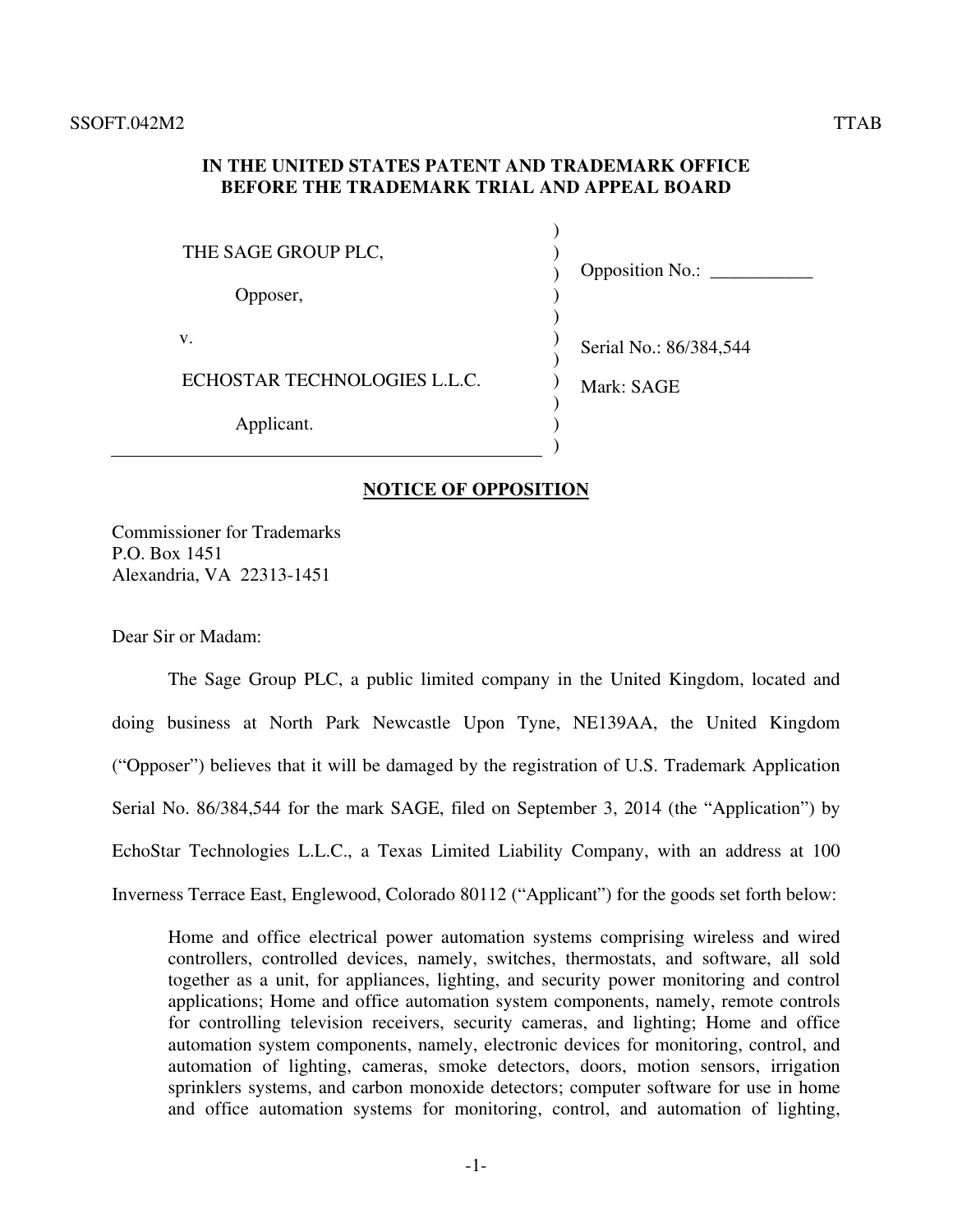SSOFT.042M2 TTAB

**IN THE UNITED STATES PATENT AND TRADEMARK OFFICE**
**BEFORE THE TRADEMARK TRIAL AND APPEAL BOARD**

| | |
|---|---|
| THE SAGE GROUP PLC, | Opposition No.: ___________ |
| Opposer, | |
| v. | Serial No.: 86/384,544 |
| ECHOSTAR TECHNOLOGIES L.L.C. | Mark: SAGE |
| Applicant. | |

## NOTICE OF OPPOSITION

Commissioner for Trademarks
P.O. Box 1451
Alexandria, VA 22313-1451

Dear Sir or Madam:

The Sage Group PLC, a public limited company in the United Kingdom, located and doing business at North Park Newcastle Upon Tyne, NE139AA, the United Kingdom ("Opposer") believes that it will be damaged by the registration of U.S. Trademark Application Serial No. 86/384,544 for the mark SAGE, filed on September 3, 2014 (the "Application") by EchoStar Technologies L.L.C., a Texas Limited Liability Company, with an address at 100 Inverness Terrace East, Englewood, Colorado 80112 ("Applicant") for the goods set forth below:

> Home and office electrical power automation systems comprising wireless and wired controllers, controlled devices, namely, switches, thermostats, and software, all sold together as a unit, for appliances, lighting, and security power monitoring and control applications; Home and office automation system components, namely, remote controls for controlling television receivers, security cameras, and lighting; Home and office automation system components, namely, electronic devices for monitoring, control, and automation of lighting, cameras, smoke detectors, doors, motion sensors, irrigation sprinklers systems, and carbon monoxide detectors; computer software for use in home and office automation systems for monitoring, control, and automation of lighting,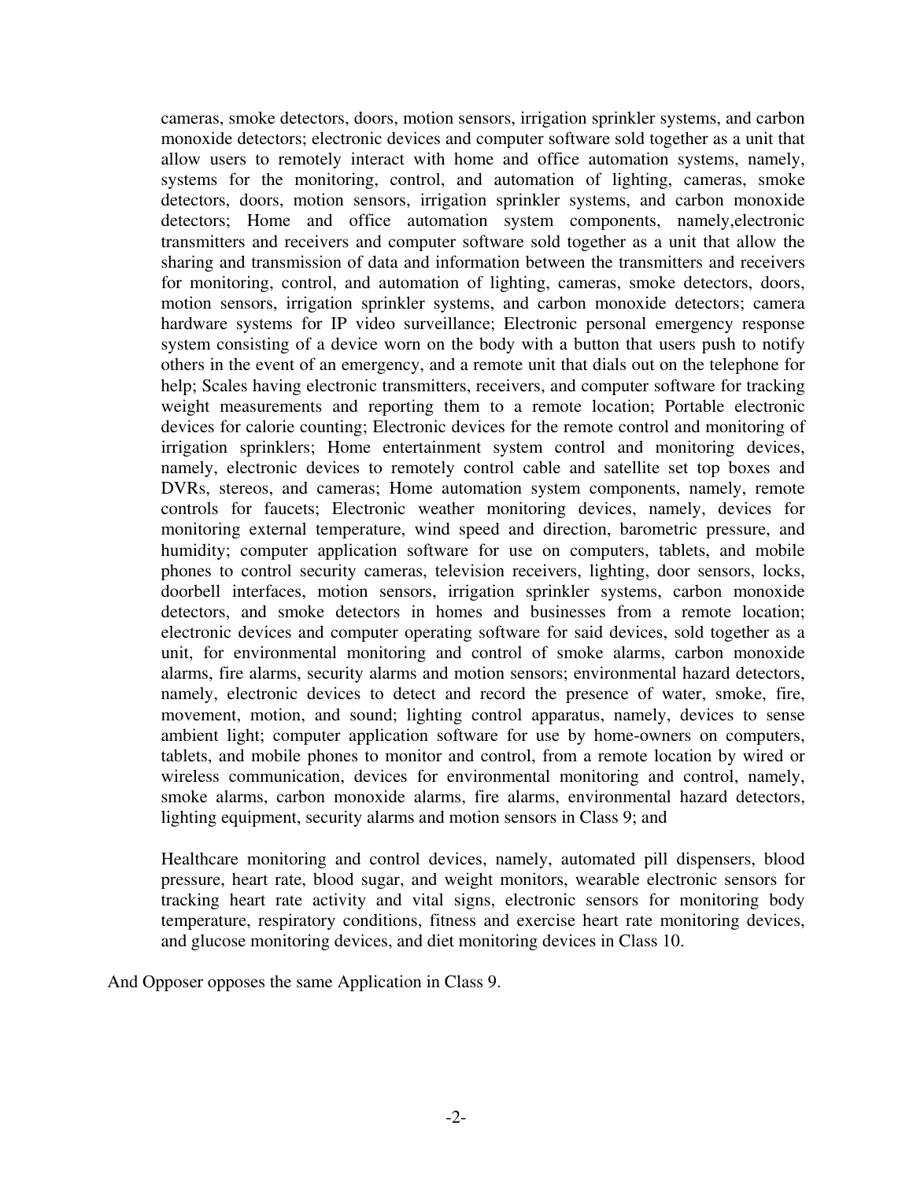cameras, smoke detectors, doors, motion sensors, irrigation sprinkler systems, and carbon monoxide detectors; electronic devices and computer software sold together as a unit that allow users to remotely interact with home and office automation systems, namely, systems for the monitoring, control, and automation of lighting, cameras, smoke detectors, doors, motion sensors, irrigation sprinkler systems, and carbon monoxide detectors; Home and office automation system components, namely,electronic transmitters and receivers and computer software sold together as a unit that allow the sharing and transmission of data and information between the transmitters and receivers for monitoring, control, and automation of lighting, cameras, smoke detectors, doors, motion sensors, irrigation sprinkler systems, and carbon monoxide detectors; camera hardware systems for IP video surveillance; Electronic personal emergency response system consisting of a device worn on the body with a button that users push to notify others in the event of an emergency, and a remote unit that dials out on the telephone for help; Scales having electronic transmitters, receivers, and computer software for tracking weight measurements and reporting them to a remote location; Portable electronic devices for calorie counting; Electronic devices for the remote control and monitoring of irrigation sprinklers; Home entertainment system control and monitoring devices, namely, electronic devices to remotely control cable and satellite set top boxes and DVRs, stereos, and cameras; Home automation system components, namely, remote controls for faucets; Electronic weather monitoring devices, namely, devices for monitoring external temperature, wind speed and direction, barometric pressure, and humidity; computer application software for use on computers, tablets, and mobile phones to control security cameras, television receivers, lighting, door sensors, locks, doorbell interfaces, motion sensors, irrigation sprinkler systems, carbon monoxide detectors, and smoke detectors in homes and businesses from a remote location; electronic devices and computer operating software for said devices, sold together as a unit, for environmental monitoring and control of smoke alarms, carbon monoxide alarms, fire alarms, security alarms and motion sensors; environmental hazard detectors, namely, electronic devices to detect and record the presence of water, smoke, fire, movement, motion, and sound; lighting control apparatus, namely, devices to sense ambient light; computer application software for use by home-owners on computers, tablets, and mobile phones to monitor and control, from a remote location by wired or wireless communication, devices for environmental monitoring and control, namely, smoke alarms, carbon monoxide alarms, fire alarms, environmental hazard detectors, lighting equipment, security alarms and motion sensors in Class 9; and

Healthcare monitoring and control devices, namely, automated pill dispensers, blood pressure, heart rate, blood sugar, and weight monitors, wearable electronic sensors for tracking heart rate activity and vital signs, electronic sensors for monitoring body temperature, respiratory conditions, fitness and exercise heart rate monitoring devices, and glucose monitoring devices, and diet monitoring devices in Class 10.

And Opposer opposes the same Application in Class 9.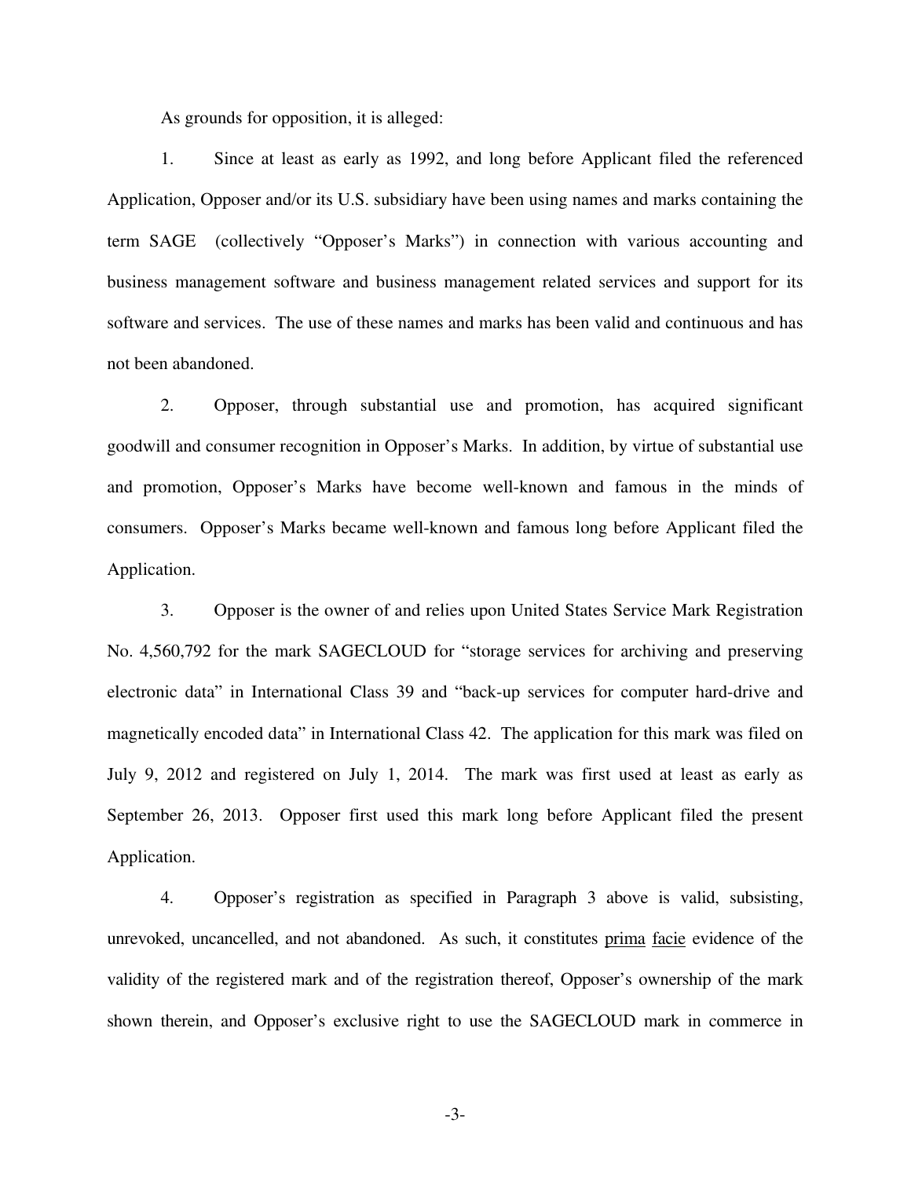As grounds for opposition, it is alleged:

1. Since at least as early as 1992, and long before Applicant filed the referenced Application, Opposer and/or its U.S. subsidiary have been using names and marks containing the term SAGE (collectively "Opposer's Marks") in connection with various accounting and business management software and business management related services and support for its software and services. The use of these names and marks has been valid and continuous and has not been abandoned.

2. Opposer, through substantial use and promotion, has acquired significant goodwill and consumer recognition in Opposer's Marks. In addition, by virtue of substantial use and promotion, Opposer's Marks have become well-known and famous in the minds of consumers. Opposer's Marks became well-known and famous long before Applicant filed the Application.

3. Opposer is the owner of and relies upon United States Service Mark Registration No. 4,560,792 for the mark SAGECLOUD for "storage services for archiving and preserving electronic data" in International Class 39 and "back-up services for computer hard-drive and magnetically encoded data" in International Class 42. The application for this mark was filed on July 9, 2012 and registered on July 1, 2014. The mark was first used at least as early as September 26, 2013. Opposer first used this mark long before Applicant filed the present Application.

4. Opposer's registration as specified in Paragraph 3 above is valid, subsisting, unrevoked, uncancelled, and not abandoned. As such, it constitutes prima facie evidence of the validity of the registered mark and of the registration thereof, Opposer's ownership of the mark shown therein, and Opposer's exclusive right to use the SAGECLOUD mark in commerce in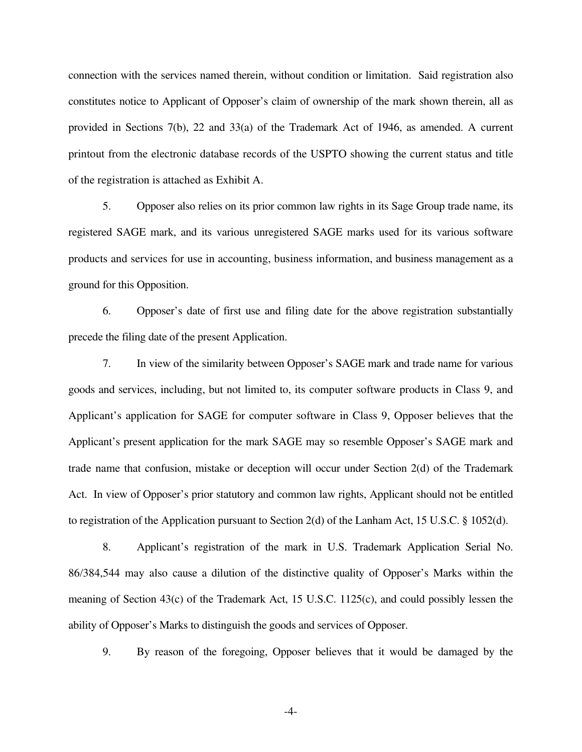connection with the services named therein, without condition or limitation. Said registration also constitutes notice to Applicant of Opposer's claim of ownership of the mark shown therein, all as provided in Sections 7(b), 22 and 33(a) of the Trademark Act of 1946, as amended. A current printout from the electronic database records of the USPTO showing the current status and title of the registration is attached as Exhibit A.

5. Opposer also relies on its prior common law rights in its Sage Group trade name, its registered SAGE mark, and its various unregistered SAGE marks used for its various software products and services for use in accounting, business information, and business management as a ground for this Opposition.

6. Opposer's date of first use and filing date for the above registration substantially precede the filing date of the present Application.

7. In view of the similarity between Opposer's SAGE mark and trade name for various goods and services, including, but not limited to, its computer software products in Class 9, and Applicant's application for SAGE for computer software in Class 9, Opposer believes that the Applicant's present application for the mark SAGE may so resemble Opposer's SAGE mark and trade name that confusion, mistake or deception will occur under Section 2(d) of the Trademark Act. In view of Opposer's prior statutory and common law rights, Applicant should not be entitled to registration of the Application pursuant to Section 2(d) of the Lanham Act, 15 U.S.C. § 1052(d).

8. Applicant's registration of the mark in U.S. Trademark Application Serial No. 86/384,544 may also cause a dilution of the distinctive quality of Opposer's Marks within the meaning of Section 43(c) of the Trademark Act, 15 U.S.C. 1125(c), and could possibly lessen the ability of Opposer's Marks to distinguish the goods and services of Opposer.

9. By reason of the foregoing, Opposer believes that it would be damaged by the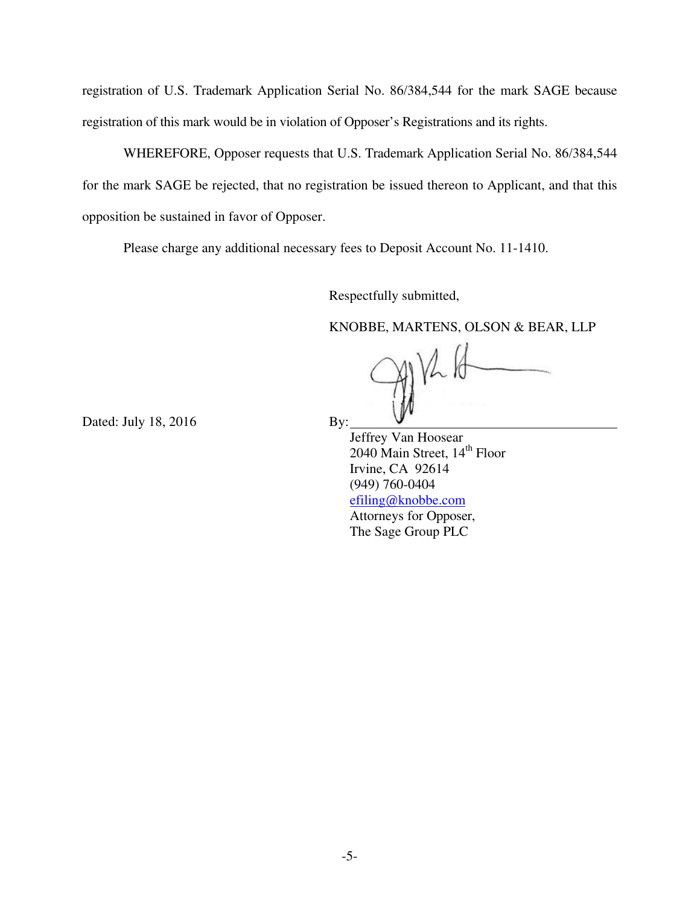registration of U.S. Trademark Application Serial No. 86/384,544 for the mark SAGE because registration of this mark would be in violation of Opposer's Registrations and its rights.

WHEREFORE, Opposer requests that U.S. Trademark Application Serial No. 86/384,544 for the mark SAGE be rejected, that no registration be issued thereon to Applicant, and that this opposition be sustained in favor of Opposer.

Please charge any additional necessary fees to Deposit Account No. 11-1410.

Respectfully submitted,

KNOBBE, MARTENS, OLSON & BEAR, LLP

Dated: July 18, 2016

By: ______________________

Jeffrey Van Hoosear
2040 Main Street, 14th Floor
Irvine, CA 92614
(949) 760-0404
efiling@knobbe.com
Attorneys for Opposer,
The Sage Group PLC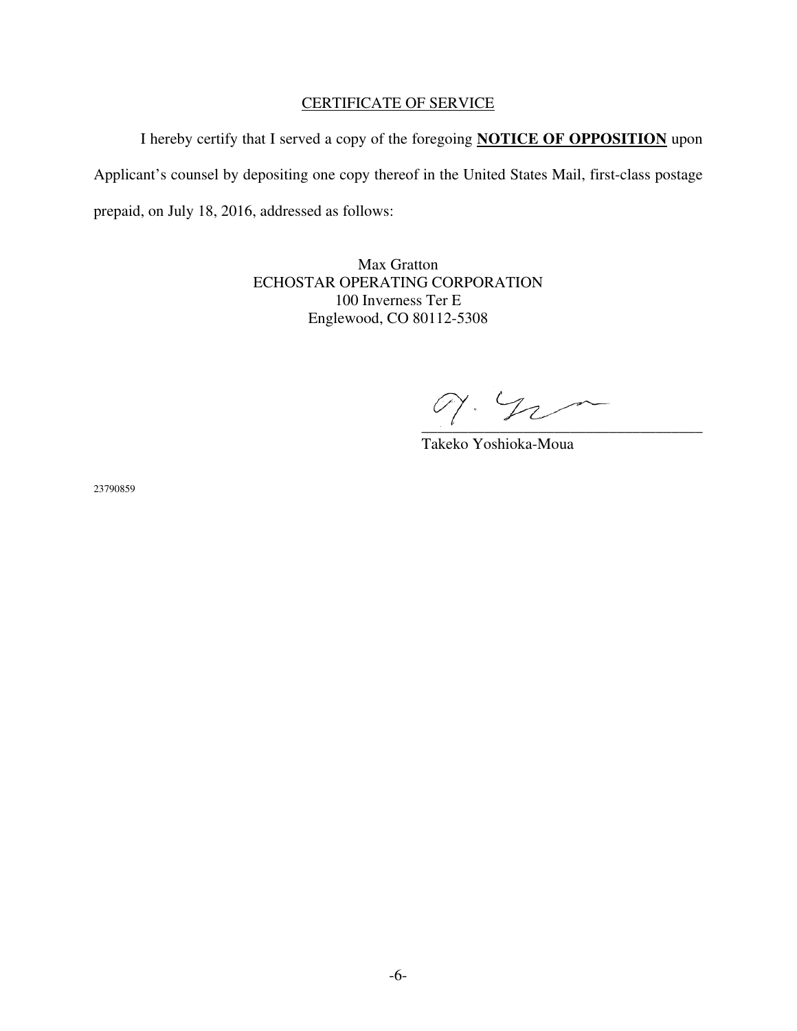## CERTIFICATE OF SERVICE

I hereby certify that I served a copy of the foregoing **NOTICE OF OPPOSITION** upon Applicant's counsel by depositing one copy thereof in the United States Mail, first-class postage prepaid, on July 18, 2016, addressed as follows:

Max Gratton
ECHOSTAR OPERATING CORPORATION
100 Inverness Ter E
Englewood, CO 80112-5308

\_\_\_\_\_\_\_\_\_\_\_\_\_\_\_\_\_\_\_\_\_\_\_\_\_\_\_\_\_\_\_\_\_\_\_\_
Takeko Yoshioka-Moua

23790859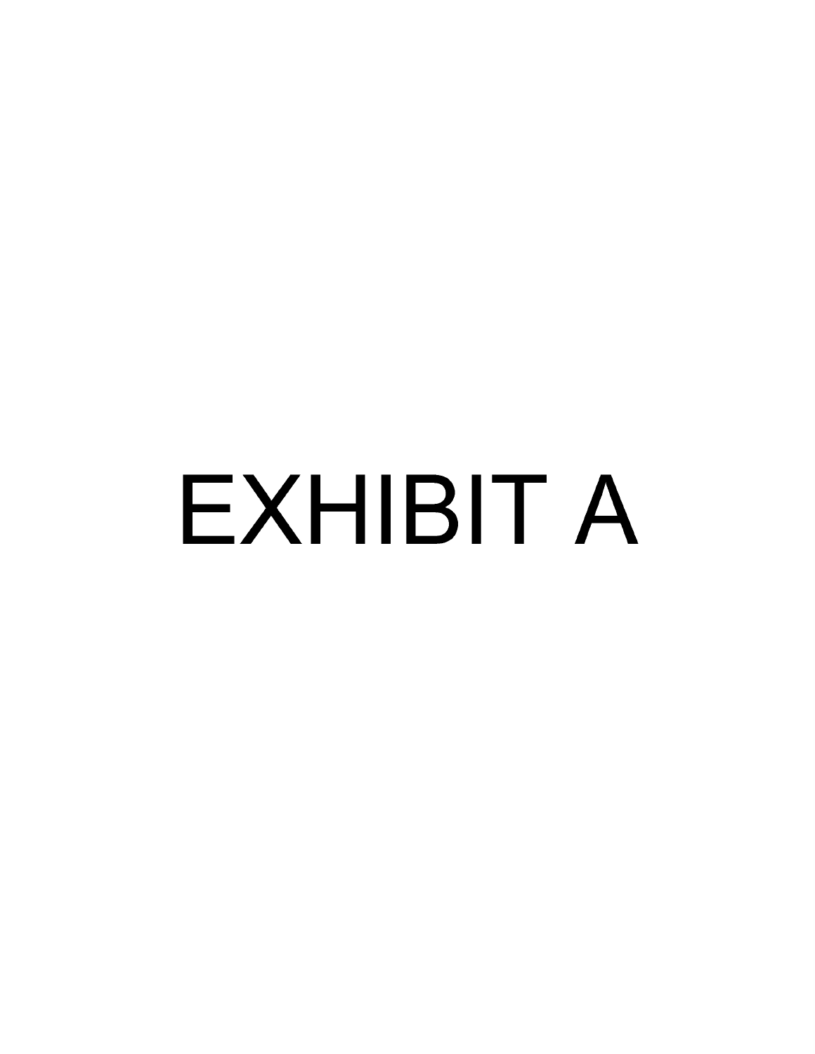# EXHIBIT A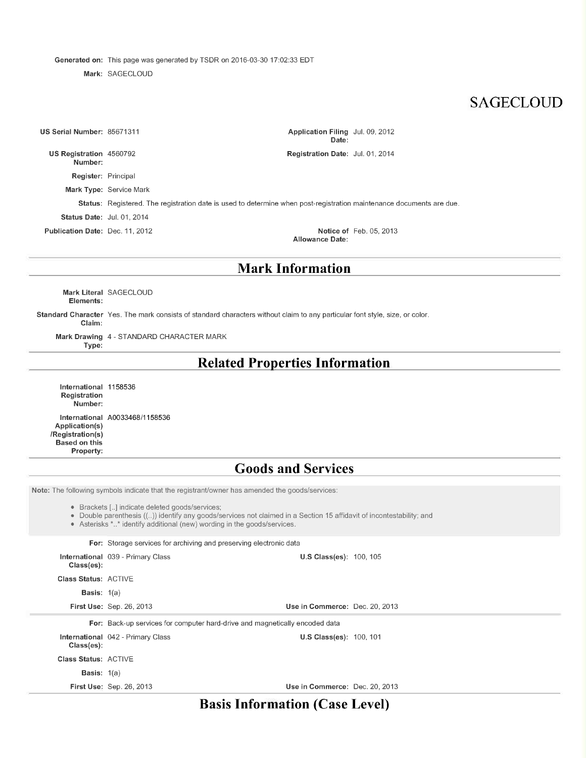**Generated on:** This page was generated by TSDR on 2016-03-30 17:02:33 EDT

**Mark:** SAGECLOUD

# SAGECLOUD

**US Serial Number:** 85671311

**Application Filing Date:** Jul. 09, 2012

**US Registration Number:** 4560792

**Registration Date:** Jul. 01, 2014

**Register:** Principal

**Mark Type:** Service Mark

**Status:** Registered. The registration date is used to determine when post-registration maintenance documents are due.

**Status Date:** Jul. 01, 2014

**Publication Date:** Dec. 11, 2012

**Notice of Allowance Date:** Feb. 05, 2013

## Mark Information

**Mark Literal Elements:** SAGECLOUD

**Standard Character Claim:** Yes. The mark consists of standard characters without claim to any particular font style, size, or color.

**Mark Drawing Type:** 4 - STANDARD CHARACTER MARK

## Related Properties Information

**International Registration Number:** 1158536

**International Application(s) /Registration(s) Based on this Property:** A0033468/1158536

## Goods and Services

**Note:** The following symbols indicate that the registrant/owner has amended the goods/services:

- Brackets [..] indicate deleted goods/services;
- Double parenthesis ((..)) identify any goods/services not claimed in a Section 15 affidavit of incontestability; and
- Asterisks *..* identify additional (new) wording in the goods/services.

**For:** Storage services for archiving and preserving electronic data

**International Class(es):** 039 - Primary Class

**U.S Class(es):** 100, 105

**Class Status:** ACTIVE

**Basis:** 1(a)

**First Use:** Sep. 26, 2013

**Use in Commerce:** Dec. 20, 2013

**For:** Back-up services for computer hard-drive and magnetically encoded data

**International Class(es):** 042 - Primary Class

**U.S Class(es):** 100, 101

**Class Status:** ACTIVE

**Basis:** 1(a)

**First Use:** Sep. 26, 2013

**Use in Commerce:** Dec. 20, 2013

## Basis Information (Case Level)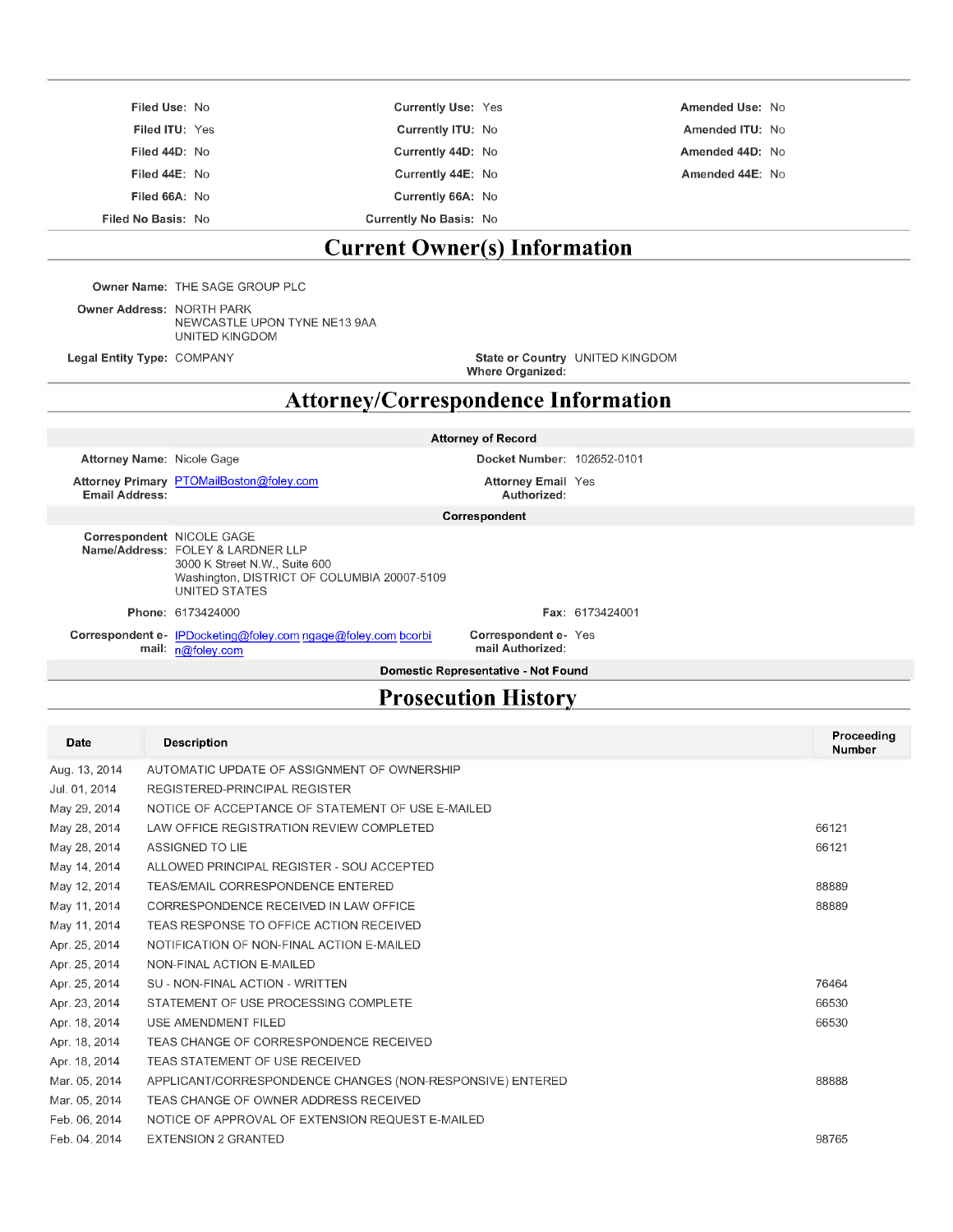| Filed Use: No | Currently Use: Yes | Amended Use: No |
|---|---|---|
| Filed ITU: Yes | Currently ITU: No | Amended ITU: No |
| Filed 44D: No | Currently 44D: No | Amended 44D: No |
| Filed 44E: No | Currently 44E: No | Amended 44E: No |
| Filed 66A: No | Currently 66A: No | |
| Filed No Basis: No | Currently No Basis: No | |

# Current Owner(s) Information

**Owner Name:** THE SAGE GROUP PLC

**Owner Address:** NORTH PARK
NEWCASTLE UPON TYNE NE13 9AA
UNITED KINGDOM

**Legal Entity Type:** COMPANY

**State or Country Where Organized:** UNITED KINGDOM

# Attorney/Correspondence Information

### Attorney of Record

**Attorney Name:** Nicole Gage

**Docket Number:** 102652-0101

**Attorney Primary Email Address:** PTOMailBoston@foley.com

**Attorney Email Authorized:** Yes

### Correspondent

**Correspondent Name/Address:** NICOLE GAGE
FOLEY & LARDNER LLP
3000 K Street N.W., Suite 600
Washington, DISTRICT OF COLUMBIA 20007-5109
UNITED STATES

**Phone:** 6173424000

**Fax:** 6173424001

**Correspondent e-mail:** IPDocketing@foley.com ngage@foley.com bcorbin@foley.com

**Correspondent e-mail Authorized:** Yes

### Domestic Representative - Not Found

# Prosecution History

| Date | Description | Proceeding Number |
|---|---|---|
| Aug. 13, 2014 | AUTOMATIC UPDATE OF ASSIGNMENT OF OWNERSHIP | |
| Jul. 01, 2014 | REGISTERED-PRINCIPAL REGISTER | |
| May 29, 2014 | NOTICE OF ACCEPTANCE OF STATEMENT OF USE E-MAILED | |
| May 28, 2014 | LAW OFFICE REGISTRATION REVIEW COMPLETED | 66121 |
| May 28, 2014 | ASSIGNED TO LIE | 66121 |
| May 14, 2014 | ALLOWED PRINCIPAL REGISTER - SOU ACCEPTED | |
| May 12, 2014 | TEAS/EMAIL CORRESPONDENCE ENTERED | 88889 |
| May 11, 2014 | CORRESPONDENCE RECEIVED IN LAW OFFICE | 88889 |
| May 11, 2014 | TEAS RESPONSE TO OFFICE ACTION RECEIVED | |
| Apr. 25, 2014 | NOTIFICATION OF NON-FINAL ACTION E-MAILED | |
| Apr. 25, 2014 | NON-FINAL ACTION E-MAILED | |
| Apr. 25, 2014 | SU - NON-FINAL ACTION - WRITTEN | 76464 |
| Apr. 23, 2014 | STATEMENT OF USE PROCESSING COMPLETE | 66530 |
| Apr. 18, 2014 | USE AMENDMENT FILED | 66530 |
| Apr. 18, 2014 | TEAS CHANGE OF CORRESPONDENCE RECEIVED | |
| Apr. 18, 2014 | TEAS STATEMENT OF USE RECEIVED | |
| Mar. 05, 2014 | APPLICANT/CORRESPONDENCE CHANGES (NON-RESPONSIVE) ENTERED | 88888 |
| Mar. 05, 2014 | TEAS CHANGE OF OWNER ADDRESS RECEIVED | |
| Feb. 06, 2014 | NOTICE OF APPROVAL OF EXTENSION REQUEST E-MAILED | |
| Feb. 04, 2014 | EXTENSION 2 GRANTED | 98765 |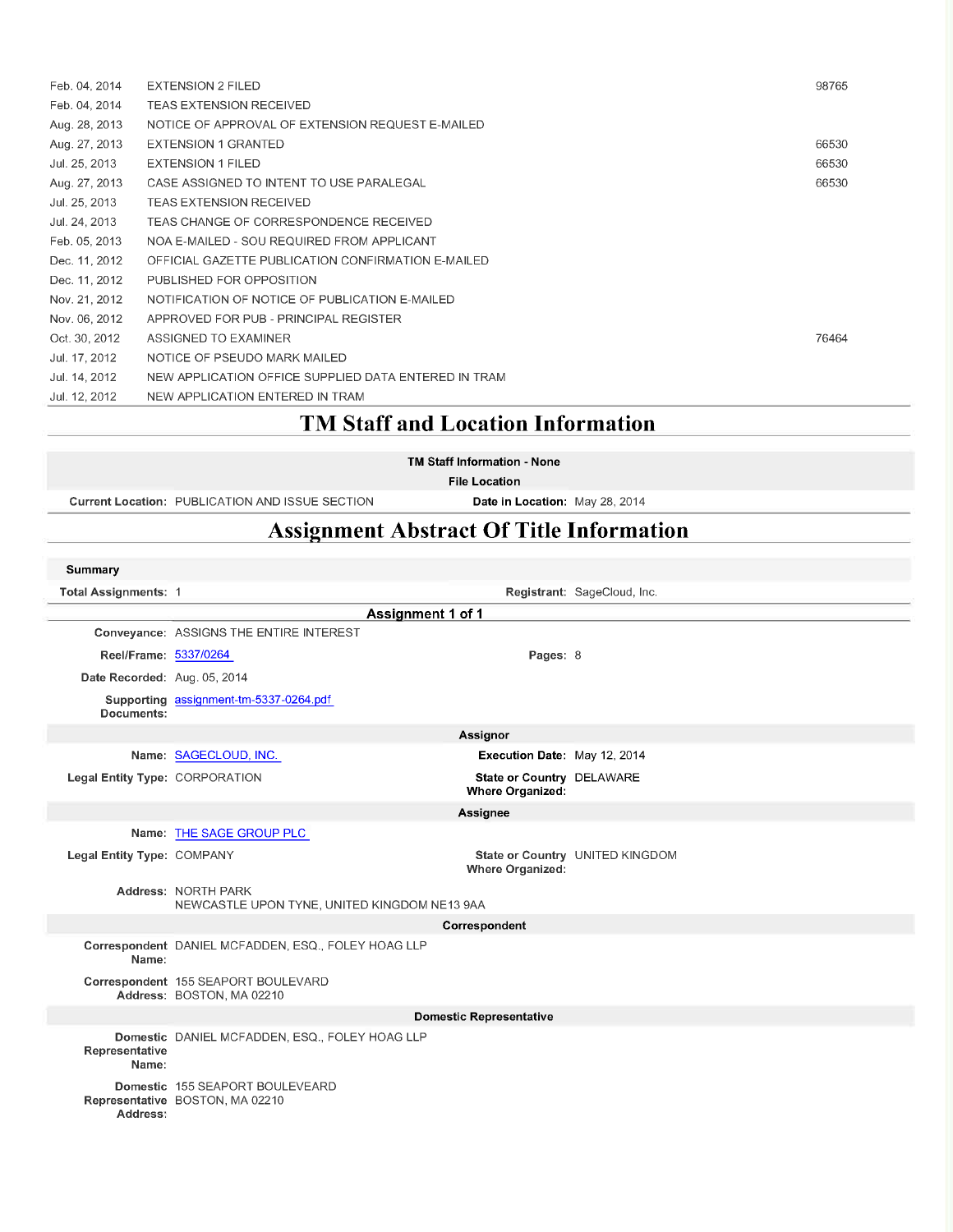| | | |
|---|---|---|
| Feb. 04, 2014 | EXTENSION 2 FILED | 98765 |
| Feb. 04, 2014 | TEAS EXTENSION RECEIVED | |
| Aug. 28, 2013 | NOTICE OF APPROVAL OF EXTENSION REQUEST E-MAILED | |
| Aug. 27, 2013 | EXTENSION 1 GRANTED | 66530 |
| Jul. 25, 2013 | EXTENSION 1 FILED | 66530 |
| Aug. 27, 2013 | CASE ASSIGNED TO INTENT TO USE PARALEGAL | 66530 |
| Jul. 25, 2013 | TEAS EXTENSION RECEIVED | |
| Jul. 24, 2013 | TEAS CHANGE OF CORRESPONDENCE RECEIVED | |
| Feb. 05, 2013 | NOA E-MAILED - SOU REQUIRED FROM APPLICANT | |
| Dec. 11, 2012 | OFFICIAL GAZETTE PUBLICATION CONFIRMATION E-MAILED | |
| Dec. 11, 2012 | PUBLISHED FOR OPPOSITION | |
| Nov. 21, 2012 | NOTIFICATION OF NOTICE OF PUBLICATION E-MAILED | |
| Nov. 06, 2012 | APPROVED FOR PUB - PRINCIPAL REGISTER | |
| Oct. 30, 2012 | ASSIGNED TO EXAMINER | 76464 |
| Jul. 17, 2012 | NOTICE OF PSEUDO MARK MAILED | |
| Jul. 14, 2012 | NEW APPLICATION OFFICE SUPPLIED DATA ENTERED IN TRAM | |
| Jul. 12, 2012 | NEW APPLICATION ENTERED IN TRAM | |

# TM Staff and Location Information

**TM Staff Information - None**

**File Location**

**Current Location:** PUBLICATION AND ISSUE SECTION  **Date in Location:** May 28, 2014

# Assignment Abstract Of Title Information

**Summary**

**Total Assignments:** 1  **Registrant:** SageCloud, Inc.

**Assignment 1 of 1**

**Conveyance:** ASSIGNS THE ENTIRE INTEREST

**Reel/Frame:** 5337/0264  **Pages:** 8

**Date Recorded:** Aug. 05, 2014

**Supporting Documents:** assignment-tm-5337-0264.pdf

**Assignor**

**Name:** SAGECLOUD, INC.  **Execution Date:** May 12, 2014

**Legal Entity Type:** CORPORATION  **State or Country Where Organized:** DELAWARE

**Assignee**

**Name:** THE SAGE GROUP PLC

**Legal Entity Type:** COMPANY  **State or Country Where Organized:** UNITED KINGDOM

**Address:** NORTH PARK
NEWCASTLE UPON TYNE, UNITED KINGDOM NE13 9AA

**Correspondent**

**Correspondent Name:** DANIEL MCFADDEN, ESQ., FOLEY HOAG LLP

**Correspondent Address:** 155 SEAPORT BOULEVARD
BOSTON, MA 02210

**Domestic Representative**

**Domestic Representative Name:** DANIEL MCFADDEN, ESQ., FOLEY HOAG LLP

**Domestic Representative Address:** 155 SEAPORT BOULEVEARD
BOSTON, MA 02210